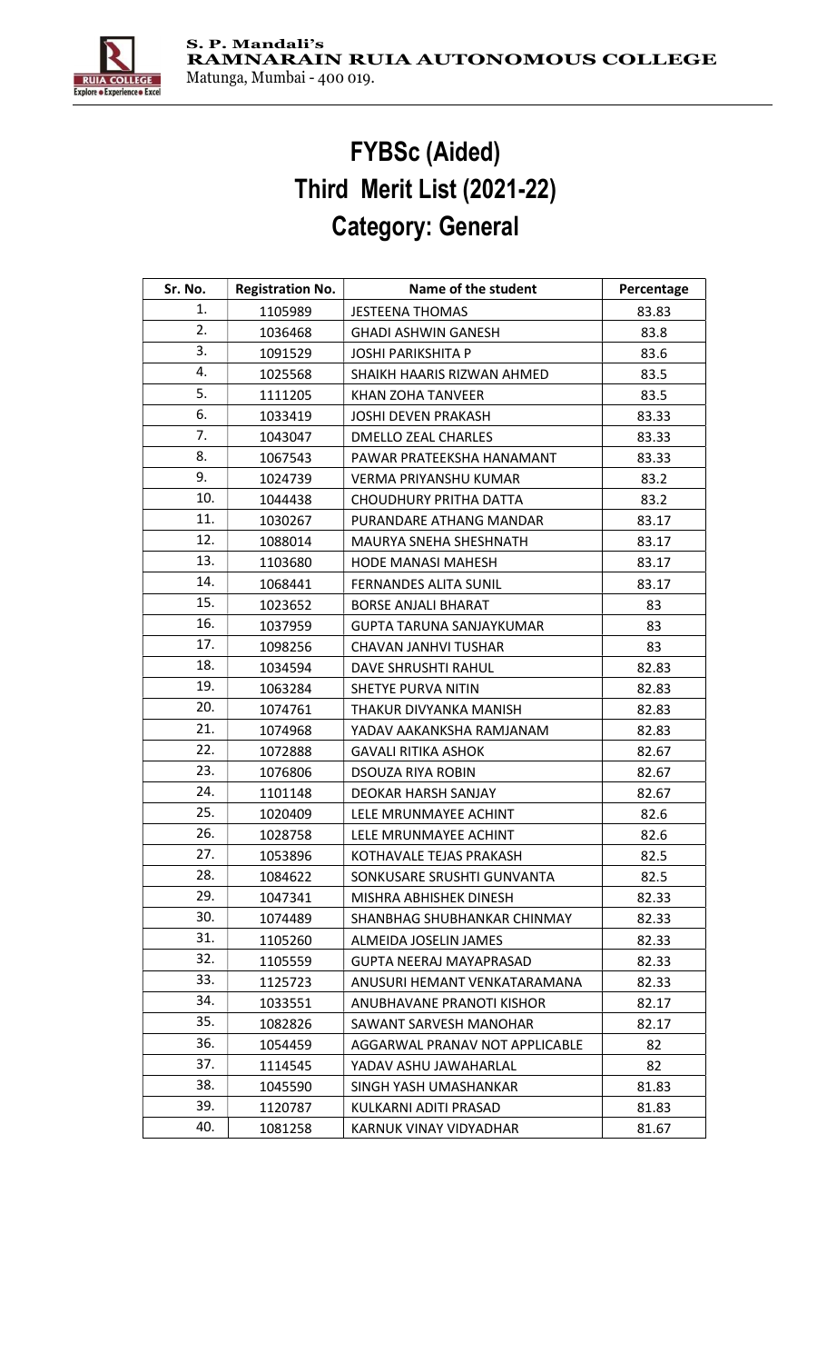S. P. Mandali's
RAMNARAIN RUIA AUTONOMOUS COLLEGE
Matunga, Mumbai - 400 019.

# FYBSc (Aided)
# Third Merit List (2021-22)
# Category: General

| Sr. No. | Registration No. | Name of the student | Percentage |
|---|---|---|---|
| 1. | 1105989 | JESTEENA THOMAS | 83.83 |
| 2. | 1036468 | GHADI ASHWIN GANESH | 83.8 |
| 3. | 1091529 | JOSHI PARIKSHITA P | 83.6 |
| 4. | 1025568 | SHAIKH HAARIS RIZWAN AHMED | 83.5 |
| 5. | 1111205 | KHAN ZOHA TANVEER | 83.5 |
| 6. | 1033419 | JOSHI DEVEN PRAKASH | 83.33 |
| 7. | 1043047 | DMELLO ZEAL CHARLES | 83.33 |
| 8. | 1067543 | PAWAR PRATEEKSHA HANAMANT | 83.33 |
| 9. | 1024739 | VERMA PRIYANSHU KUMAR | 83.2 |
| 10. | 1044438 | CHOUDHURY PRITHA DATTA | 83.2 |
| 11. | 1030267 | PURANDARE ATHANG MANDAR | 83.17 |
| 12. | 1088014 | MAURYA SNEHA SHESHNATH | 83.17 |
| 13. | 1103680 | HODE MANASI MAHESH | 83.17 |
| 14. | 1068441 | FERNANDES ALITA SUNIL | 83.17 |
| 15. | 1023652 | BORSE ANJALI BHARAT | 83 |
| 16. | 1037959 | GUPTA TARUNA SANJAYKUMAR | 83 |
| 17. | 1098256 | CHAVAN JANHVI TUSHAR | 83 |
| 18. | 1034594 | DAVE SHRUSHTI RAHUL | 82.83 |
| 19. | 1063284 | SHETYE PURVA NITIN | 82.83 |
| 20. | 1074761 | THAKUR DIVYANKA MANISH | 82.83 |
| 21. | 1074968 | YADAV AAKANKSHA RAMJANAM | 82.83 |
| 22. | 1072888 | GAVALI RITIKA ASHOK | 82.67 |
| 23. | 1076806 | DSOUZA RIYA ROBIN | 82.67 |
| 24. | 1101148 | DEOKAR HARSH SANJAY | 82.67 |
| 25. | 1020409 | LELE MRUNMAYEE ACHINT | 82.6 |
| 26. | 1028758 | LELE MRUNMAYEE ACHINT | 82.6 |
| 27. | 1053896 | KOTHAVALE TEJAS PRAKASH | 82.5 |
| 28. | 1084622 | SONKUSARE SRUSHTI GUNVANTA | 82.5 |
| 29. | 1047341 | MISHRA ABHISHEK DINESH | 82.33 |
| 30. | 1074489 | SHANBHAG SHUBHANKAR CHINMAY | 82.33 |
| 31. | 1105260 | ALMEIDA JOSELIN JAMES | 82.33 |
| 32. | 1105559 | GUPTA NEERAJ MAYAPRASAD | 82.33 |
| 33. | 1125723 | ANUSURI HEMANT VENKATARAMANA | 82.33 |
| 34. | 1033551 | ANUBHAVANE PRANOTI KISHOR | 82.17 |
| 35. | 1082826 | SAWANT SARVESH MANOHAR | 82.17 |
| 36. | 1054459 | AGGARWAL PRANAV NOT APPLICABLE | 82 |
| 37. | 1114545 | YADAV ASHU JAWAHARLAL | 82 |
| 38. | 1045590 | SINGH YASH UMASHANKAR | 81.83 |
| 39. | 1120787 | KULKARNI ADITI PRASAD | 81.83 |
| 40. | 1081258 | KARNUK VINAY VIDYADHAR | 81.67 |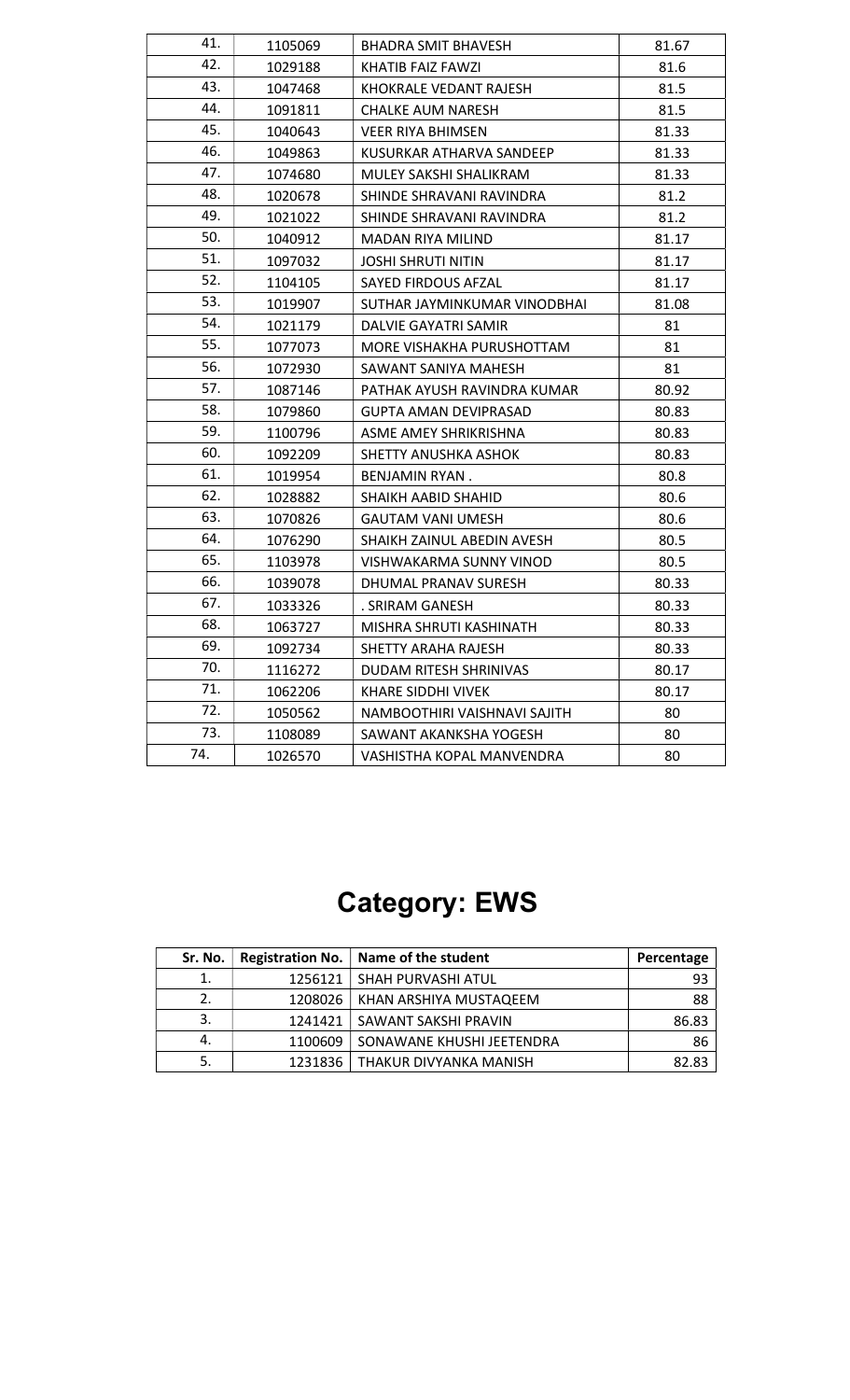| | | | |
|---|---|---|---|
| 41. | 1105069 | BHADRA SMIT BHAVESH | 81.67 |
| 42. | 1029188 | KHATIB FAIZ FAWZI | 81.6 |
| 43. | 1047468 | KHOKRALE VEDANT RAJESH | 81.5 |
| 44. | 1091811 | CHALKE AUM NARESH | 81.5 |
| 45. | 1040643 | VEER RIYA BHIMSEN | 81.33 |
| 46. | 1049863 | KUSURKAR ATHARVA SANDEEP | 81.33 |
| 47. | 1074680 | MULEY SAKSHI SHALIKRAM | 81.33 |
| 48. | 1020678 | SHINDE SHRAVANI RAVINDRA | 81.2 |
| 49. | 1021022 | SHINDE SHRAVANI RAVINDRA | 81.2 |
| 50. | 1040912 | MADAN RIYA MILIND | 81.17 |
| 51. | 1097032 | JOSHI SHRUTI NITIN | 81.17 |
| 52. | 1104105 | SAYED FIRDOUS AFZAL | 81.17 |
| 53. | 1019907 | SUTHAR JAYMINKUMAR VINODBHAI | 81.08 |
| 54. | 1021179 | DALVIE GAYATRI SAMIR | 81 |
| 55. | 1077073 | MORE VISHAKHA PURUSHOTTAM | 81 |
| 56. | 1072930 | SAWANT SANIYA MAHESH | 81 |
| 57. | 1087146 | PATHAK AYUSH RAVINDRA KUMAR | 80.92 |
| 58. | 1079860 | GUPTA AMAN DEVIPRASAD | 80.83 |
| 59. | 1100796 | ASME AMEY SHRIKRISHNA | 80.83 |
| 60. | 1092209 | SHETTY ANUSHKA ASHOK | 80.83 |
| 61. | 1019954 | BENJAMIN RYAN . | 80.8 |
| 62. | 1028882 | SHAIKH AABID SHAHID | 80.6 |
| 63. | 1070826 | GAUTAM VANI UMESH | 80.6 |
| 64. | 1076290 | SHAIKH ZAINUL ABEDIN AVESH | 80.5 |
| 65. | 1103978 | VISHWAKARMA SUNNY VINOD | 80.5 |
| 66. | 1039078 | DHUMAL PRANAV SURESH | 80.33 |
| 67. | 1033326 | . SRIRAM GANESH | 80.33 |
| 68. | 1063727 | MISHRA SHRUTI KASHINATH | 80.33 |
| 69. | 1092734 | SHETTY ARAHA RAJESH | 80.33 |
| 70. | 1116272 | DUDAM RITESH SHRINIVAS | 80.17 |
| 71. | 1062206 | KHARE SIDDHI VIVEK | 80.17 |
| 72. | 1050562 | NAMBOOTHIRI VAISHNAVI SAJITH | 80 |
| 73. | 1108089 | SAWANT AKANKSHA YOGESH | 80 |
| 74. | 1026570 | VASHISTHA KOPAL MANVENDRA | 80 |

# Category: EWS

| Sr. No. | Registration No. | Name of the student | Percentage |
|---|---|---|---|
| 1. | 1256121 | SHAH PURVASHI ATUL | 93 |
| 2. | 1208026 | KHAN ARSHIYA MUSTAQEEM | 88 |
| 3. | 1241421 | SAWANT SAKSHI PRAVIN | 86.83 |
| 4. | 1100609 | SONAWANE KHUSHI JEETENDRA | 86 |
| 5. | 1231836 | THAKUR DIVYANKA MANISH | 82.83 |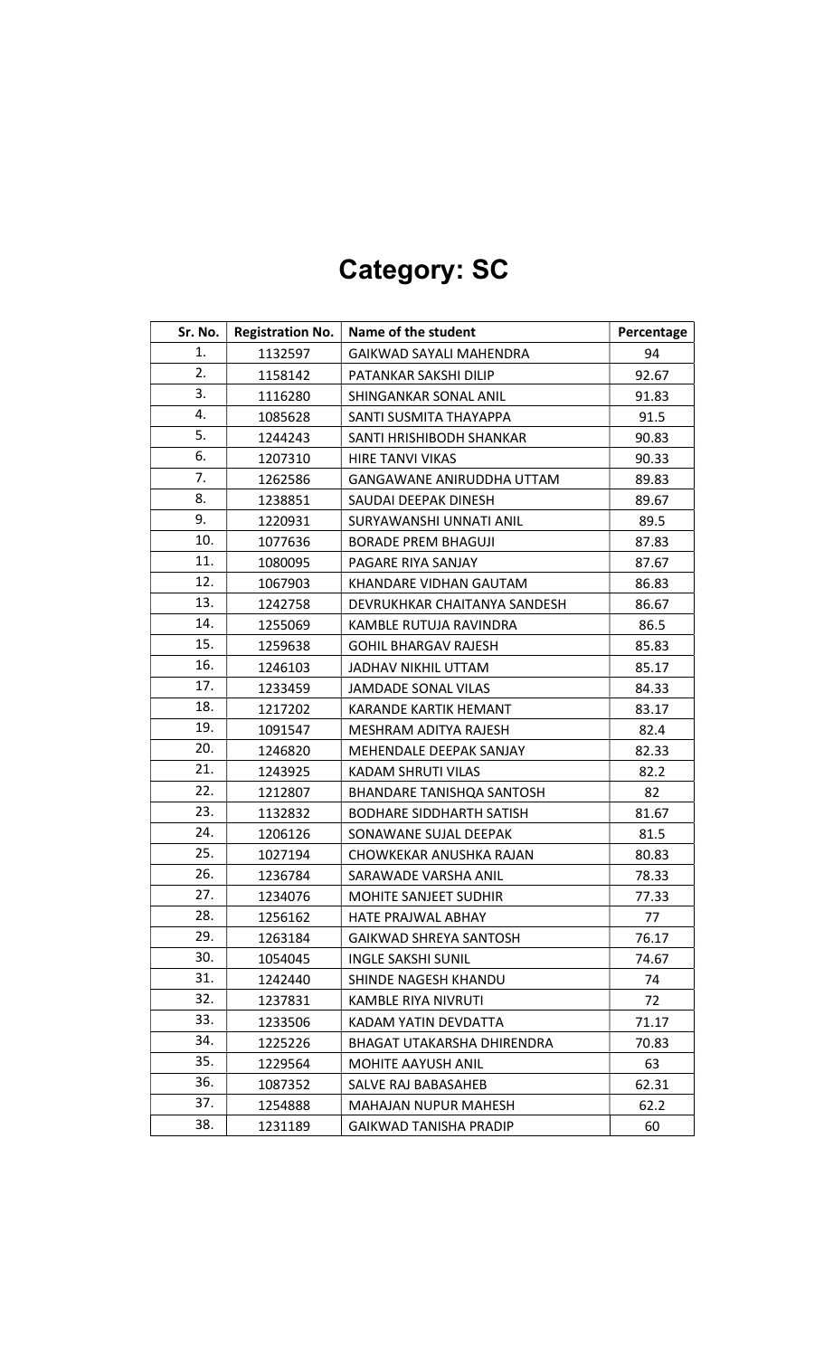# Category: SC

| Sr. No. | Registration No. | Name of the student | Percentage |
|---|---|---|---|
| 1. | 1132597 | GAIKWAD SAYALI MAHENDRA | 94 |
| 2. | 1158142 | PATANKAR SAKSHI DILIP | 92.67 |
| 3. | 1116280 | SHINGANKAR SONAL ANIL | 91.83 |
| 4. | 1085628 | SANTI SUSMITA THAYAPPA | 91.5 |
| 5. | 1244243 | SANTI HRISHIBODH SHANKAR | 90.83 |
| 6. | 1207310 | HIRE TANVI VIKAS | 90.33 |
| 7. | 1262586 | GANGAWANE ANIRUDDHA UTTAM | 89.83 |
| 8. | 1238851 | SAUDAI DEEPAK DINESH | 89.67 |
| 9. | 1220931 | SURYAWANSHI UNNATI ANIL | 89.5 |
| 10. | 1077636 | BORADE PREM BHAGUJI | 87.83 |
| 11. | 1080095 | PAGARE RIYA SANJAY | 87.67 |
| 12. | 1067903 | KHANDARE VIDHAN GAUTAM | 86.83 |
| 13. | 1242758 | DEVRUKHKAR CHAITANYA SANDESH | 86.67 |
| 14. | 1255069 | KAMBLE RUTUJA RAVINDRA | 86.5 |
| 15. | 1259638 | GOHIL BHARGAV RAJESH | 85.83 |
| 16. | 1246103 | JADHAV NIKHIL UTTAM | 85.17 |
| 17. | 1233459 | JAMDADE SONAL VILAS | 84.33 |
| 18. | 1217202 | KARANDE KARTIK HEMANT | 83.17 |
| 19. | 1091547 | MESHRAM ADITYA RAJESH | 82.4 |
| 20. | 1246820 | MEHENDALE DEEPAK SANJAY | 82.33 |
| 21. | 1243925 | KADAM SHRUTI VILAS | 82.2 |
| 22. | 1212807 | BHANDARE TANISHQA SANTOSH | 82 |
| 23. | 1132832 | BODHARE SIDDHARTH SATISH | 81.67 |
| 24. | 1206126 | SONAWANE SUJAL DEEPAK | 81.5 |
| 25. | 1027194 | CHOWKEKAR ANUSHKA RAJAN | 80.83 |
| 26. | 1236784 | SARAWADE VARSHA ANIL | 78.33 |
| 27. | 1234076 | MOHITE SANJEET SUDHIR | 77.33 |
| 28. | 1256162 | HATE PRAJWAL ABHAY | 77 |
| 29. | 1263184 | GAIKWAD SHREYA SANTOSH | 76.17 |
| 30. | 1054045 | INGLE SAKSHI SUNIL | 74.67 |
| 31. | 1242440 | SHINDE NAGESH KHANDU | 74 |
| 32. | 1237831 | KAMBLE RIYA NIVRUTI | 72 |
| 33. | 1233506 | KADAM YATIN DEVDATTA | 71.17 |
| 34. | 1225226 | BHAGAT UTAKARSHA DHIRENDRA | 70.83 |
| 35. | 1229564 | MOHITE AAYUSH ANIL | 63 |
| 36. | 1087352 | SALVE RAJ BABASAHEB | 62.31 |
| 37. | 1254888 | MAHAJAN NUPUR MAHESH | 62.2 |
| 38. | 1231189 | GAIKWAD TANISHA PRADIP | 60 |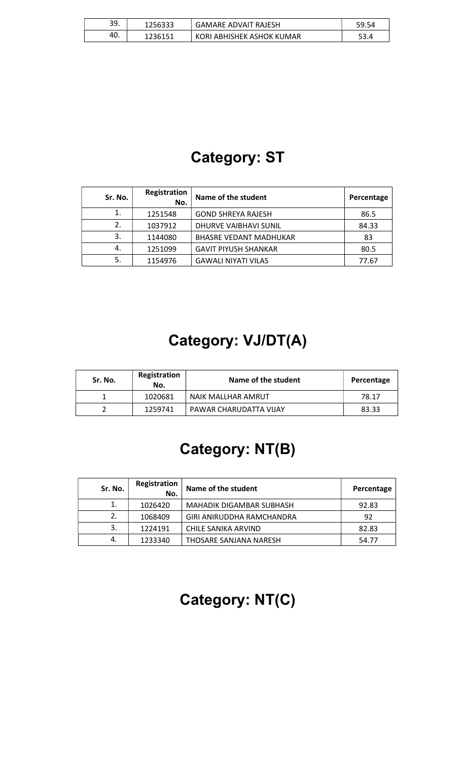| Sr. No. | Registration No. | Name of the student | Percentage |
|---|---|---|---|
| 39. | 1256333 | GAMARE ADVAIT RAJESH | 59.54 |
| 40. | 1236151 | KORI ABHISHEK ASHOK KUMAR | 53.4 |

## Category: ST

| Sr. No. | Registration No. | Name of the student | Percentage |
|---|---|---|---|
| 1. | 1251548 | GOND SHREYA RAJESH | 86.5 |
| 2. | 1037912 | DHURVE VAIBHAVI SUNIL | 84.33 |
| 3. | 1144080 | BHASRE VEDANT MADHUKAR | 83 |
| 4. | 1251099 | GAVIT PIYUSH SHANKAR | 80.5 |
| 5. | 1154976 | GAWALI NIYATI VILAS | 77.67 |

## Category: VJ/DT(A)

| Sr. No. | Registration No. | Name of the student | Percentage |
|---|---|---|---|
| 1 | 1020681 | NAIK MALLHAR AMRUT | 78.17 |
| 2 | 1259741 | PAWAR CHARUDATTA VIJAY | 83.33 |

## Category: NT(B)

| Sr. No. | Registration No. | Name of the student | Percentage |
|---|---|---|---|
| 1. | 1026420 | MAHADIK DIGAMBAR SUBHASH | 92.83 |
| 2. | 1068409 | GIRI ANIRUDDHA RAMCHANDRA | 92 |
| 3. | 1224191 | CHILE SANIKA ARVIND | 82.83 |
| 4. | 1233340 | THOSARE SANJANA NARESH | 54.77 |

## Category: NT(C)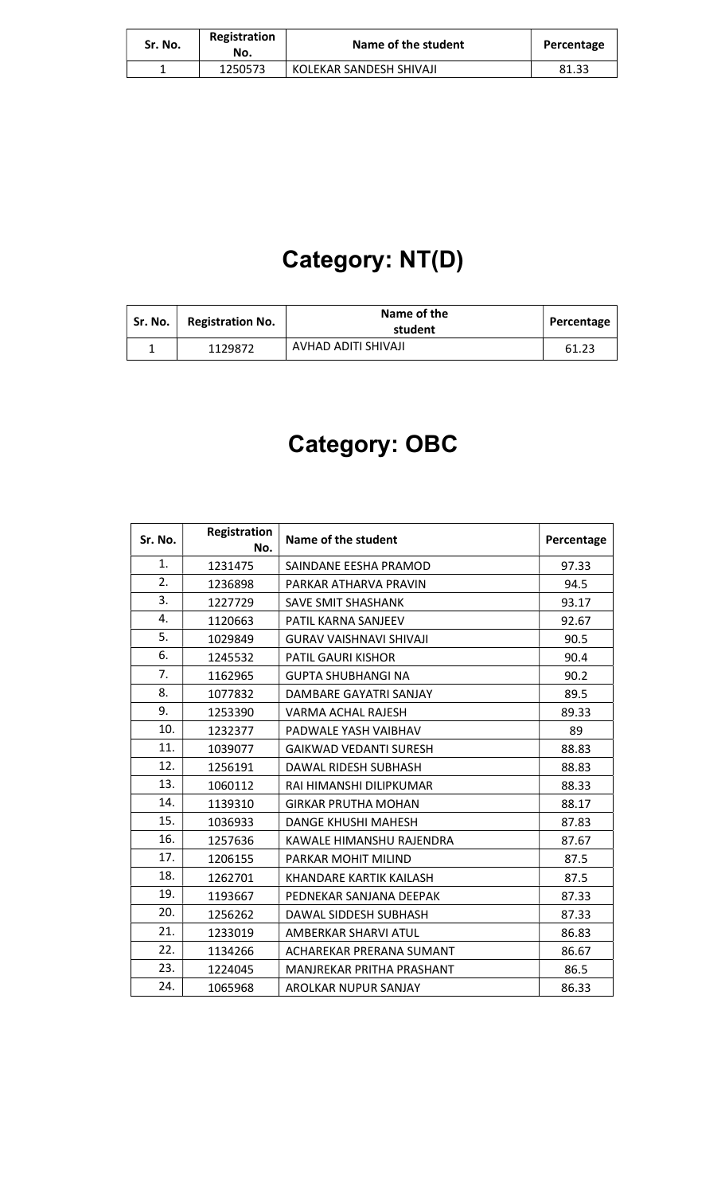| Sr. No. | Registration No. | Name of the student | Percentage |
|---|---|---|---|
| 1 | 1250573 | KOLEKAR SANDESH SHIVAJI | 81.33 |

## Category: NT(D)

| Sr. No. | Registration No. | Name of the student | Percentage |
|---|---|---|---|
| 1 | 1129872 | AVHAD ADITI SHIVAJI | 61.23 |

## Category: OBC

| Sr. No. | Registration No. | Name of the student | Percentage |
|---|---|---|---|
| 1. | 1231475 | SAINDANE EESHA PRAMOD | 97.33 |
| 2. | 1236898 | PARKAR ATHARVA PRAVIN | 94.5 |
| 3. | 1227729 | SAVE SMIT SHASHANK | 93.17 |
| 4. | 1120663 | PATIL KARNA SANJEEV | 92.67 |
| 5. | 1029849 | GURAV VAISHNAVI SHIVAJI | 90.5 |
| 6. | 1245532 | PATIL GAURI KISHOR | 90.4 |
| 7. | 1162965 | GUPTA SHUBHANGI NA | 90.2 |
| 8. | 1077832 | DAMBARE GAYATRI SANJAY | 89.5 |
| 9. | 1253390 | VARMA ACHAL RAJESH | 89.33 |
| 10. | 1232377 | PADWALE YASH VAIBHAV | 89 |
| 11. | 1039077 | GAIKWAD VEDANTI SURESH | 88.83 |
| 12. | 1256191 | DAWAL RIDESH SUBHASH | 88.83 |
| 13. | 1060112 | RAI HIMANSHI DILIPKUMAR | 88.33 |
| 14. | 1139310 | GIRKAR PRUTHA MOHAN | 88.17 |
| 15. | 1036933 | DANGE KHUSHI MAHESH | 87.83 |
| 16. | 1257636 | KAWALE HIMANSHU RAJENDRA | 87.67 |
| 17. | 1206155 | PARKAR MOHIT MILIND | 87.5 |
| 18. | 1262701 | KHANDARE KARTIK KAILASH | 87.5 |
| 19. | 1193667 | PEDNEKAR SANJANA DEEPAK | 87.33 |
| 20. | 1256262 | DAWAL SIDDESH SUBHASH | 87.33 |
| 21. | 1233019 | AMBERKAR SHARVI ATUL | 86.83 |
| 22. | 1134266 | ACHAREKAR PRERANA SUMANT | 86.67 |
| 23. | 1224045 | MANJREKAR PRITHA PRASHANT | 86.5 |
| 24. | 1065968 | AROLKAR NUPUR SANJAY | 86.33 |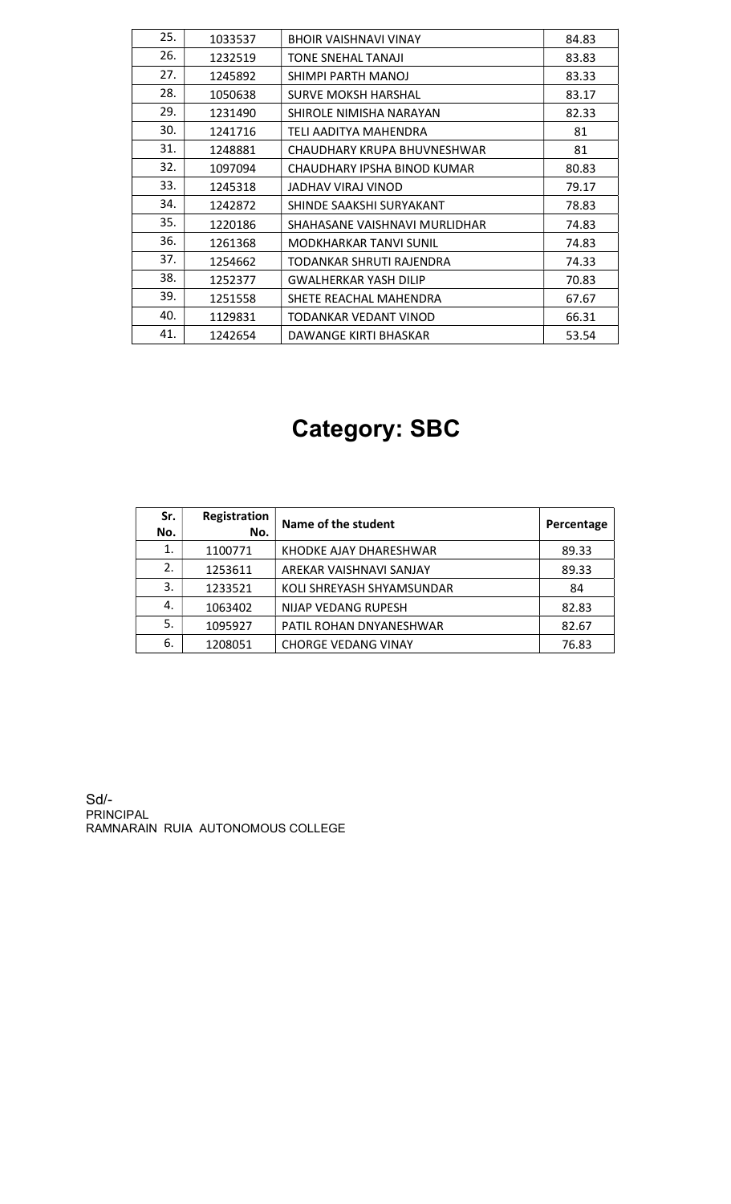| | | | |
|---|---|---|---|
| 25. | 1033537 | BHOIR VAISHNAVI VINAY | 84.83 |
| 26. | 1232519 | TONE SNEHAL TANAJI | 83.83 |
| 27. | 1245892 | SHIMPI PARTH MANOJ | 83.33 |
| 28. | 1050638 | SURVE MOKSH HARSHAL | 83.17 |
| 29. | 1231490 | SHIROLE NIMISHA NARAYAN | 82.33 |
| 30. | 1241716 | TELI AADITYA MAHENDRA | 81 |
| 31. | 1248881 | CHAUDHARY KRUPA BHUVNESHWAR | 81 |
| 32. | 1097094 | CHAUDHARY IPSHA BINOD KUMAR | 80.83 |
| 33. | 1245318 | JADHAV VIRAJ VINOD | 79.17 |
| 34. | 1242872 | SHINDE SAAKSHI SURYAKANT | 78.83 |
| 35. | 1220186 | SHAHASANE VAISHNAVI MURLIDHAR | 74.83 |
| 36. | 1261368 | MODKHARKAR TANVI SUNIL | 74.83 |
| 37. | 1254662 | TODANKAR SHRUTI RAJENDRA | 74.33 |
| 38. | 1252377 | GWALHERKAR YASH DILIP | 70.83 |
| 39. | 1251558 | SHETE REACHAL MAHENDRA | 67.67 |
| 40. | 1129831 | TODANKAR VEDANT VINOD | 66.31 |
| 41. | 1242654 | DAWANGE KIRTI BHASKAR | 53.54 |

# Category: SBC

| Sr. No. | Registration No. | Name of the student | Percentage |
|---|---|---|---|
| 1. | 1100771 | KHODKE AJAY DHARESHWAR | 89.33 |
| 2. | 1253611 | AREKAR VAISHNAVI SANJAY | 89.33 |
| 3. | 1233521 | KOLI SHREYASH SHYAMSUNDAR | 84 |
| 4. | 1063402 | NIJAP VEDANG RUPESH | 82.83 |
| 5. | 1095927 | PATIL ROHAN DNYANESHWAR | 82.67 |
| 6. | 1208051 | CHORGE VEDANG VINAY | 76.83 |

Sd/-
PRINCIPAL
RAMNARAIN RUIA AUTONOMOUS COLLEGE